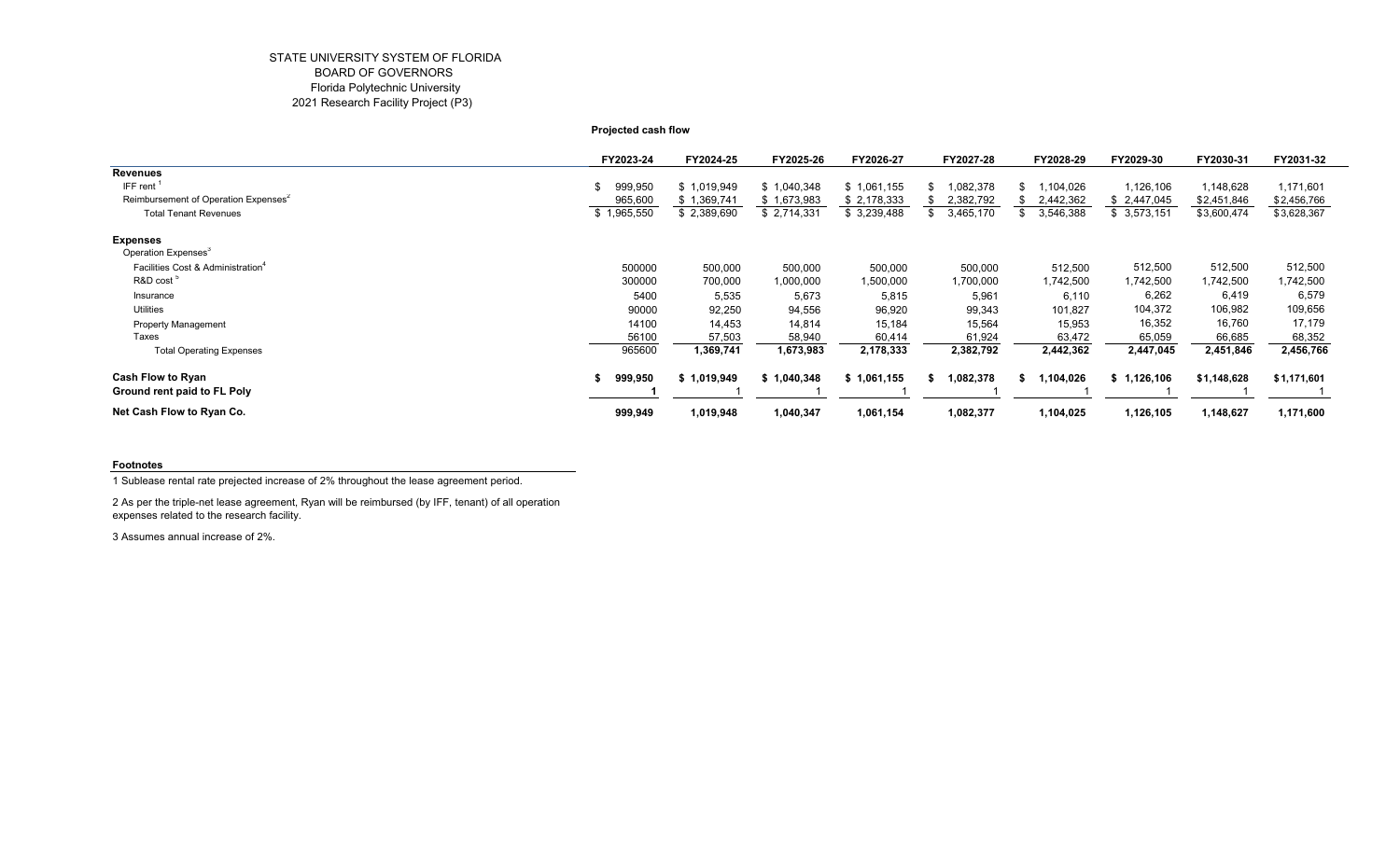STATE UNIVERSITY SYSTEM OF FLORIDA
BOARD OF GOVERNORS
Florida Polytechnic University
2021 Research Facility Project (P3)

**Projected cash flow**

| | FY2023-24 | FY2024-25 | FY2025-26 | FY2026-27 | FY2027-28 | FY2028-29 | FY2029-30 | FY2030-31 | FY2031-32 |
|---|---|---|---|---|---|---|---|---|---|
| **Revenues** | | | | | | | | | |
| IFF rent [1] | $ 999,950 | $ 1,019,949 | $ 1,040,348 | $ 1,061,155 | $ 1,082,378 | $ 1,104,026 | 1,126,106 | 1,148,628 | 1,171,601 |
| Reimbursement of Operation Expenses[2] | 965,600 | $ 1,369,741 | $ 1,673,983 | $ 2,178,333 | $ 2,382,792 | $ 2,442,362 | $ 2,447,045 | $2,451,846 | $2,456,766 |
| Total Tenant Revenues | $ 1,965,550 | $ 2,389,690 | $ 2,714,331 | $ 3,239,488 | $ 3,465,170 | $ 3,546,388 | $ 3,573,151 | $3,600,474 | $3,628,367 |
| **Expenses** | | | | | | | | | |
| Operation Expenses[3] | | | | | | | | | |
| Facilities Cost & Administration[4] | 500000 | 500,000 | 500,000 | 500,000 | 500,000 | 512,500 | 512,500 | 512,500 | 512,500 |
| R&D cost [5] | 300000 | 700,000 | 1,000,000 | 1,500,000 | 1,700,000 | 1,742,500 | 1,742,500 | 1,742,500 | 1,742,500 |
| Insurance | 5400 | 5,535 | 5,673 | 5,815 | 5,961 | 6,110 | 6,262 | 6,419 | 6,579 |
| Utilities | 90000 | 92,250 | 94,556 | 96,920 | 99,343 | 101,827 | 104,372 | 106,982 | 109,656 |
| Property Management | 14100 | 14,453 | 14,814 | 15,184 | 15,564 | 15,953 | 16,352 | 16,760 | 17,179 |
| Taxes | 56100 | 57,503 | 58,940 | 60,414 | 61,924 | 63,472 | 65,059 | 66,685 | 68,352 |
| Total Operating Expenses | 965600 | **1,369,741** | **1,673,983** | **2,178,333** | **2,382,792** | **2,442,362** | **2,447,045** | **2,451,846** | **2,456,766** |
| **Cash Flow to Ryan** | **$ 999,950** | **$ 1,019,949** | **$ 1,040,348** | **$ 1,061,155** | **$ 1,082,378** | **$ 1,104,026** | **$ 1,126,106** | **$1,148,628** | **$1,171,601** |
| **Ground rent paid to FL Poly** | **1** | 1 | 1 | 1 | 1 | 1 | 1 | 1 | 1 |
| **Net Cash Flow to Ryan Co.** | **999,949** | **1,019,948** | **1,040,347** | **1,061,154** | **1,082,377** | **1,104,025** | **1,126,105** | **1,148,627** | **1,171,600** |

**Footnotes**

1 Sublease rental rate prejected increase of 2% throughout the lease agreement period.

2 As per the triple-net lease agreement, Ryan will be reimbursed (by IFF, tenant) of all operation expenses related to the research facility.

3 Assumes annual increase of 2%.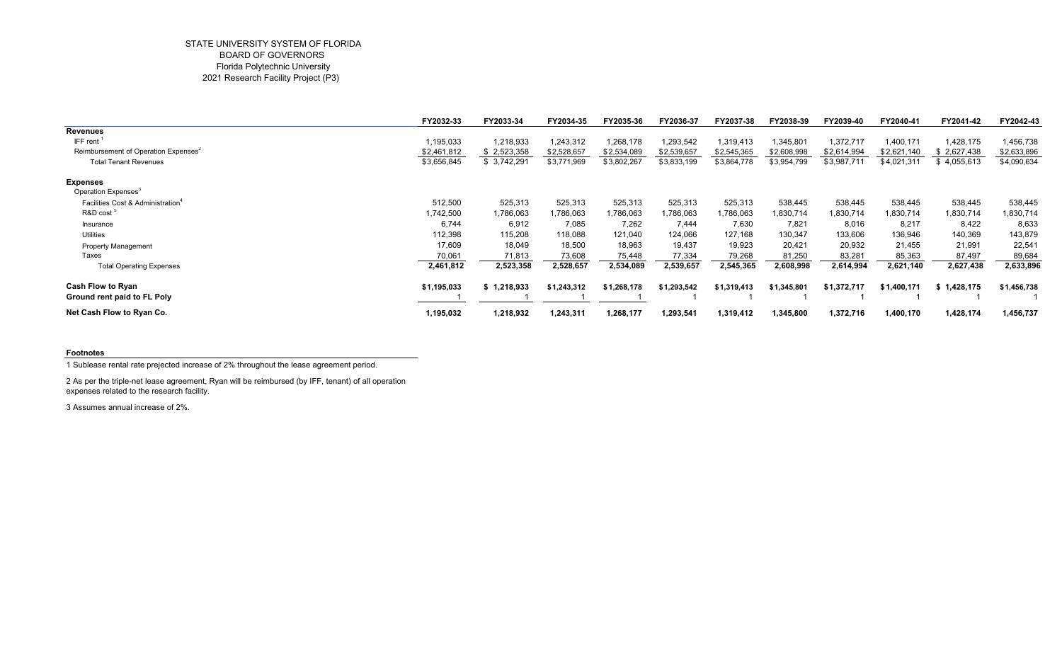STATE UNIVERSITY SYSTEM OF FLORIDA
BOARD OF GOVERNORS
Florida Polytechnic University
2021 Research Facility Project (P3)

| | FY2032-33 | FY2033-34 | FY2034-35 | FY2035-36 | FY2036-37 | FY2037-38 | FY2038-39 | FY2039-40 | FY2040-41 | FY2041-42 | FY2042-43 |
|---|---|---|---|---|---|---|---|---|---|---|---|
| **Revenues** | | | | | | | | | | | |
| IFF rent [1] | 1,195,033 | 1,218,933 | 1,243,312 | 1,268,178 | 1,293,542 | 1,319,413 | 1,345,801 | 1,372,717 | 1,400,171 | 1,428,175 | 1,456,738 |
| Reimbursement of Operation Expenses [2] | $2,461,812 | $ 2,523,358 | $2,528,657 | $2,534,089 | $2,539,657 | $2,545,365 | $2,608,998 | $2,614,994 | $2,621,140 | $ 2,627,438 | $2,633,896 |
| Total Tenant Revenues | $3,656,845 | $ 3,742,291 | $3,771,969 | $3,802,267 | $3,833,199 | $3,864,778 | $3,954,799 | $3,987,711 | $4,021,311 | $ 4,055,613 | $4,090,634 |
| **Expenses** | | | | | | | | | | | |
| Operation Expenses [3] | | | | | | | | | | | |
| Facilities Cost & Administration [4] | 512,500 | 525,313 | 525,313 | 525,313 | 525,313 | 525,313 | 538,445 | 538,445 | 538,445 | 538,445 | 538,445 |
| R&D cost [5] | 1,742,500 | 1,786,063 | 1,786,063 | 1,786,063 | 1,786,063 | 1,786,063 | 1,830,714 | 1,830,714 | 1,830,714 | 1,830,714 | 1,830,714 |
| Insurance | 6,744 | 6,912 | 7,085 | 7,262 | 7,444 | 7,630 | 7,821 | 8,016 | 8,217 | 8,422 | 8,633 |
| Utilities | 112,398 | 115,208 | 118,088 | 121,040 | 124,066 | 127,168 | 130,347 | 133,606 | 136,946 | 140,369 | 143,879 |
| Property Management | 17,609 | 18,049 | 18,500 | 18,963 | 19,437 | 19,923 | 20,421 | 20,932 | 21,455 | 21,991 | 22,541 |
| Taxes | 70,061 | 71,813 | 73,608 | 75,448 | 77,334 | 79,268 | 81,250 | 83,281 | 85,363 | 87,497 | 89,684 |
| Total Operating Expenses | **2,461,812** | **2,523,358** | **2,528,657** | **2,534,089** | **2,539,657** | **2,545,365** | **2,608,998** | **2,614,994** | **2,621,140** | **2,627,438** | **2,633,896** |
| **Cash Flow to Ryan** | **$1,195,033** | **$ 1,218,933** | **$1,243,312** | **$1,268,178** | **$1,293,542** | **$1,319,413** | **$1,345,801** | **$1,372,717** | **$1,400,171** | **$ 1,428,175** | **$1,456,738** |
| **Ground rent paid to FL Poly** | 1 | 1 | 1 | 1 | 1 | 1 | 1 | 1 | 1 | 1 | 1 |
| **Net Cash Flow to Ryan Co.** | **1,195,032** | **1,218,932** | **1,243,311** | **1,268,177** | **1,293,541** | **1,319,412** | **1,345,800** | **1,372,716** | **1,400,170** | **1,428,174** | **1,456,737** |

**Footnotes**

1 Sublease rental rate prejected increase of 2% throughout the lease agreement period.

2 As per the triple-net lease agreement, Ryan will be reimbursed (by IFF, tenant) of all operation expenses related to the research facility.

3 Assumes annual increase of 2%.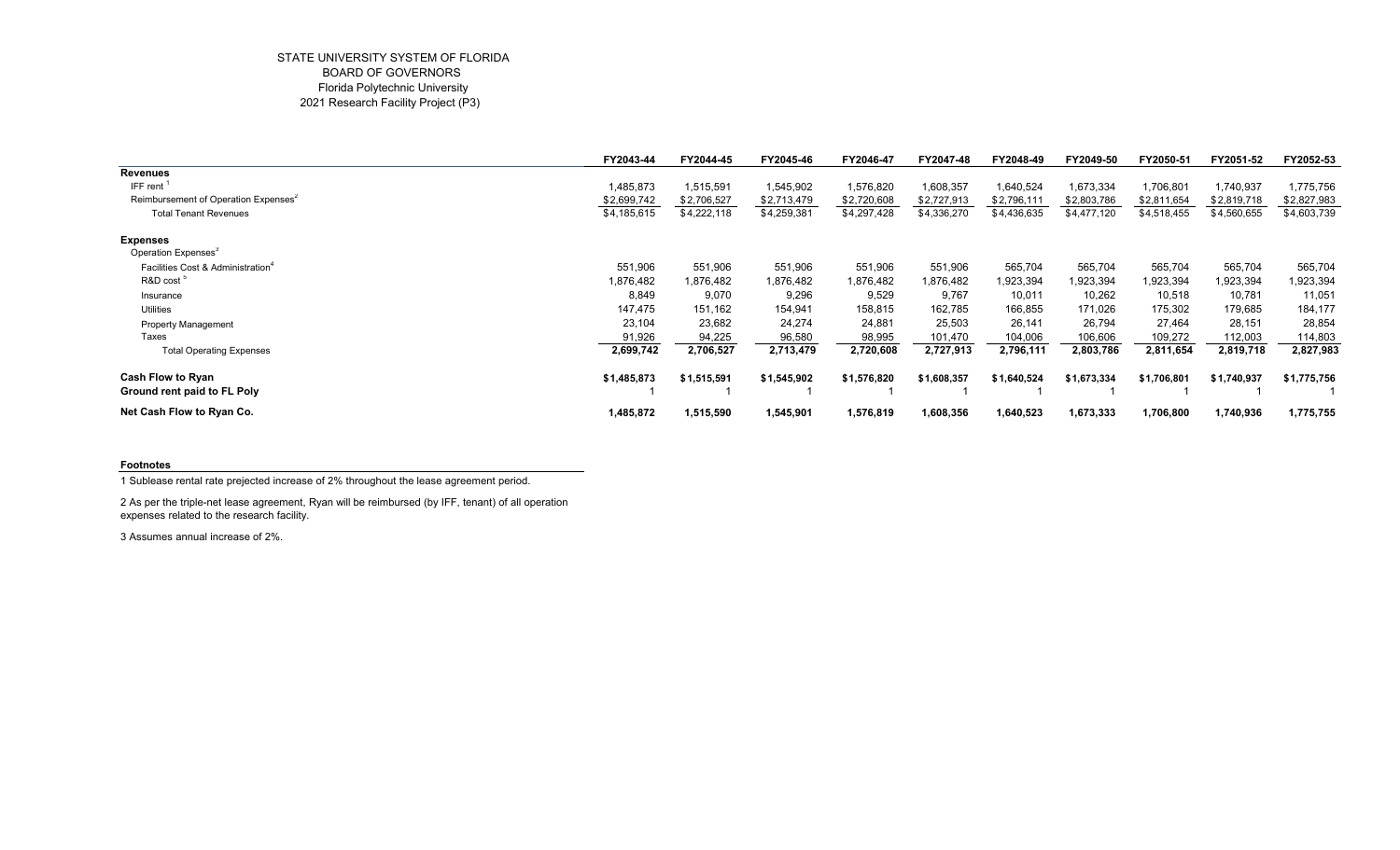STATE UNIVERSITY SYSTEM OF FLORIDA
BOARD OF GOVERNORS
Florida Polytechnic University
2021 Research Facility Project (P3)

| | FY2043-44 | FY2044-45 | FY2045-46 | FY2046-47 | FY2047-48 | FY2048-49 | FY2049-50 | FY2050-51 | FY2051-52 | FY2052-53 |
|---|---|---|---|---|---|---|---|---|---|---|
| **Revenues** | | | | | | | | | | |
| IFF rent [1] | 1,485,873 | 1,515,591 | 1,545,902 | 1,576,820 | 1,608,357 | 1,640,524 | 1,673,334 | 1,706,801 | 1,740,937 | 1,775,756 |
| Reimbursement of Operation Expenses[2] | $2,699,742 | $2,706,527 | $2,713,479 | $2,720,608 | $2,727,913 | $2,796,111 | $2,803,786 | $2,811,654 | $2,819,718 | $2,827,983 |
| Total Tenant Revenues | $4,185,615 | $4,222,118 | $4,259,381 | $4,297,428 | $4,336,270 | $4,436,635 | $4,477,120 | $4,518,455 | $4,560,655 | $4,603,739 |
| **Expenses** | | | | | | | | | | |
| Operation Expenses[3] | | | | | | | | | | |
| Facilities Cost & Administration[4] | 551,906 | 551,906 | 551,906 | 551,906 | 551,906 | 565,704 | 565,704 | 565,704 | 565,704 | 565,704 |
| R&D cost [5] | 1,876,482 | 1,876,482 | 1,876,482 | 1,876,482 | 1,876,482 | 1,923,394 | 1,923,394 | 1,923,394 | 1,923,394 | 1,923,394 |
| Insurance | 8,849 | 9,070 | 9,296 | 9,529 | 9,767 | 10,011 | 10,262 | 10,518 | 10,781 | 11,051 |
| Utilities | 147,475 | 151,162 | 154,941 | 158,815 | 162,785 | 166,855 | 171,026 | 175,302 | 179,685 | 184,177 |
| Property Management | 23,104 | 23,682 | 24,274 | 24,881 | 25,503 | 26,141 | 26,794 | 27,464 | 28,151 | 28,854 |
| Taxes | 91,926 | 94,225 | 96,580 | 98,995 | 101,470 | 104,006 | 106,606 | 109,272 | 112,003 | 114,803 |
| Total Operating Expenses | **2,699,742** | **2,706,527** | **2,713,479** | **2,720,608** | **2,727,913** | **2,796,111** | **2,803,786** | **2,811,654** | **2,819,718** | **2,827,983** |
| **Cash Flow to Ryan** | **$1,485,873** | **$1,515,591** | **$1,545,902** | **$1,576,820** | **$1,608,357** | **$1,640,524** | **$1,673,334** | **$1,706,801** | **$1,740,937** | **$1,775,756** |
| **Ground rent paid to FL Poly** | 1 | 1 | 1 | 1 | 1 | 1 | 1 | 1 | 1 | 1 |
| **Net Cash Flow to Ryan Co.** | **1,485,872** | **1,515,590** | **1,545,901** | **1,576,819** | **1,608,356** | **1,640,523** | **1,673,333** | **1,706,800** | **1,740,936** | **1,775,755** |

**Footnotes**

1 Sublease rental rate prejected increase of 2% throughout the lease agreement period.

2 As per the triple-net lease agreement, Ryan will be reimbursed (by IFF, tenant) of all operation expenses related to the research facility.

3 Assumes annual increase of 2%.